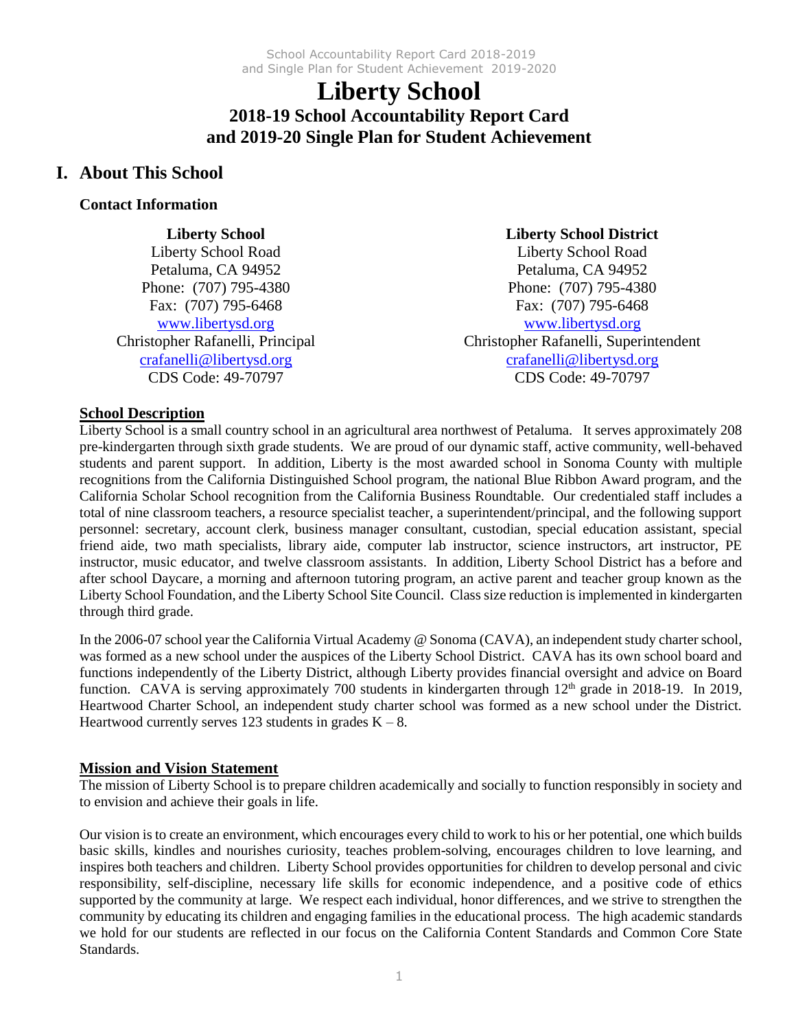# Liberty School

## 2018-19 School Accountability Report Card and 2019-20 Single Plan for Student Achievement

## I. About This School

### Contact Information

**Liberty School**
Liberty School Road
Petaluma, CA 94952
Phone: (707) 795-4380
Fax: (707) 795-6468
www.libertysd.org
Christopher Rafanelli, Principal
crafanelli@libertysd.org
CDS Code: 49-70797

**Liberty School District**
Liberty School Road
Petaluma, CA 94952
Phone: (707) 795-4380
Fax: (707) 795-6468
www.libertysd.org
Christopher Rafanelli, Superintendent
crafanelli@libertysd.org
CDS Code: 49-70797

### School Description

Liberty School is a small country school in an agricultural area northwest of Petaluma. It serves approximately 208 pre-kindergarten through sixth grade students. We are proud of our dynamic staff, active community, well-behaved students and parent support. In addition, Liberty is the most awarded school in Sonoma County with multiple recognitions from the California Distinguished School program, the national Blue Ribbon Award program, and the California Scholar School recognition from the California Business Roundtable. Our credentialed staff includes a total of nine classroom teachers, a resource specialist teacher, a superintendent/principal, and the following support personnel: secretary, account clerk, business manager consultant, custodian, special education assistant, special friend aide, two math specialists, library aide, computer lab instructor, science instructors, art instructor, PE instructor, music educator, and twelve classroom assistants. In addition, Liberty School District has a before and after school Daycare, a morning and afternoon tutoring program, an active parent and teacher group known as the Liberty School Foundation, and the Liberty School Site Council. Class size reduction is implemented in kindergarten through third grade.

In the 2006-07 school year the California Virtual Academy @ Sonoma (CAVA), an independent study charter school, was formed as a new school under the auspices of the Liberty School District. CAVA has its own school board and functions independently of the Liberty District, although Liberty provides financial oversight and advice on Board function. CAVA is serving approximately 700 students in kindergarten through 12th grade in 2018-19. In 2019, Heartwood Charter School, an independent study charter school was formed as a new school under the District. Heartwood currently serves 123 students in grades K – 8.

### Mission and Vision Statement

The mission of Liberty School is to prepare children academically and socially to function responsibly in society and to envision and achieve their goals in life.

Our vision is to create an environment, which encourages every child to work to his or her potential, one which builds basic skills, kindles and nourishes curiosity, teaches problem-solving, encourages children to love learning, and inspires both teachers and children. Liberty School provides opportunities for children to develop personal and civic responsibility, self-discipline, necessary life skills for economic independence, and a positive code of ethics supported by the community at large. We respect each individual, honor differences, and we strive to strengthen the community by educating its children and engaging families in the educational process. The high academic standards we hold for our students are reflected in our focus on the California Content Standards and Common Core State Standards.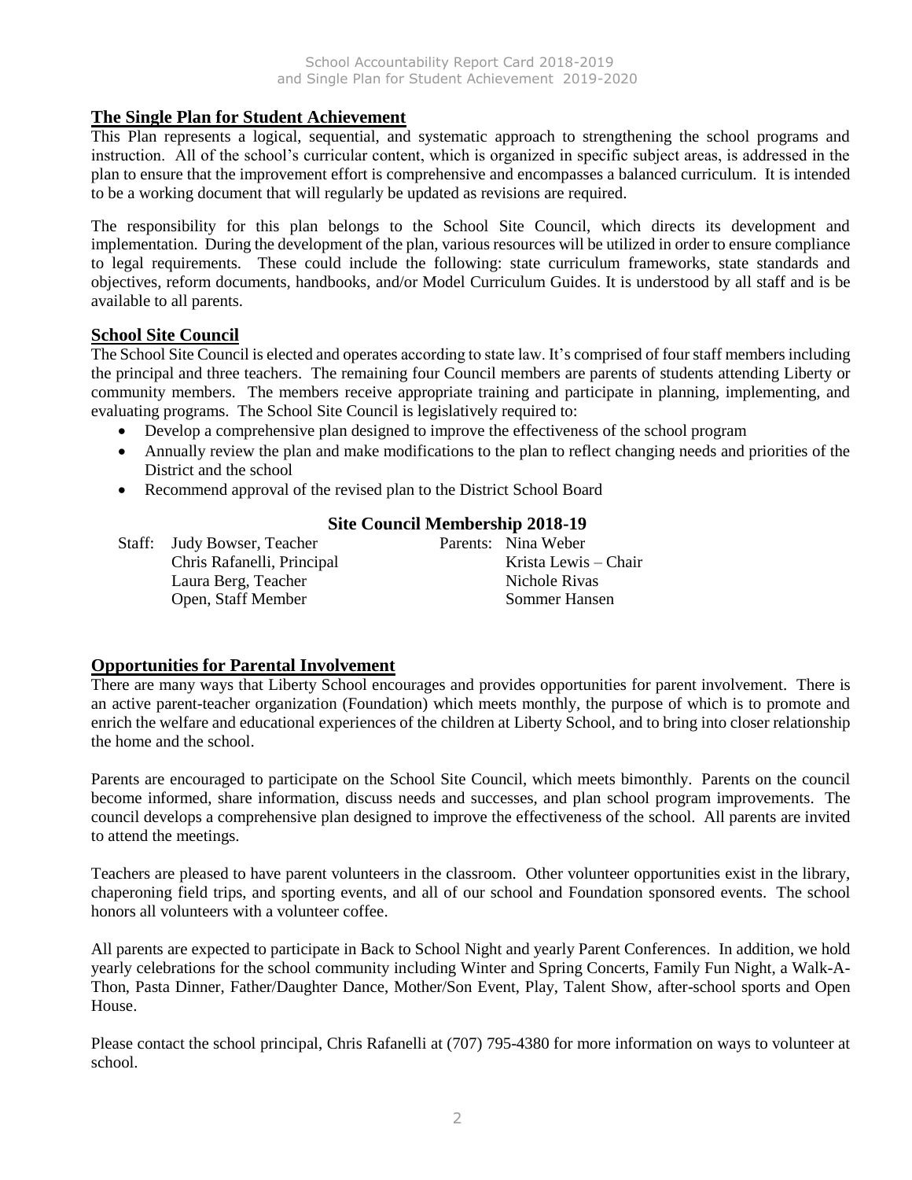## The Single Plan for Student Achievement

This Plan represents a logical, sequential, and systematic approach to strengthening the school programs and instruction. All of the school's curricular content, which is organized in specific subject areas, is addressed in the plan to ensure that the improvement effort is comprehensive and encompasses a balanced curriculum. It is intended to be a working document that will regularly be updated as revisions are required.

The responsibility for this plan belongs to the School Site Council, which directs its development and implementation. During the development of the plan, various resources will be utilized in order to ensure compliance to legal requirements. These could include the following: state curriculum frameworks, state standards and objectives, reform documents, handbooks, and/or Model Curriculum Guides. It is understood by all staff and is be available to all parents.

## School Site Council

The School Site Council is elected and operates according to state law. It's comprised of four staff members including the principal and three teachers. The remaining four Council members are parents of students attending Liberty or community members. The members receive appropriate training and participate in planning, implementing, and evaluating programs. The School Site Council is legislatively required to:

- Develop a comprehensive plan designed to improve the effectiveness of the school program
- Annually review the plan and make modifications to the plan to reflect changing needs and priorities of the District and the school
- Recommend approval of the revised plan to the District School Board

### Site Council Membership 2018-19

| Staff: | | Parents: |
|---|---|---|
| Judy Bowser, Teacher | | Nina Weber |
| Chris Rafanelli, Principal | | Krista Lewis – Chair |
| Laura Berg, Teacher | | Nichole Rivas |
| Open, Staff Member | | Sommer Hansen |

## Opportunities for Parental Involvement

There are many ways that Liberty School encourages and provides opportunities for parent involvement. There is an active parent-teacher organization (Foundation) which meets monthly, the purpose of which is to promote and enrich the welfare and educational experiences of the children at Liberty School, and to bring into closer relationship the home and the school.

Parents are encouraged to participate on the School Site Council, which meets bimonthly. Parents on the council become informed, share information, discuss needs and successes, and plan school program improvements. The council develops a comprehensive plan designed to improve the effectiveness of the school. All parents are invited to attend the meetings.

Teachers are pleased to have parent volunteers in the classroom. Other volunteer opportunities exist in the library, chaperoning field trips, and sporting events, and all of our school and Foundation sponsored events. The school honors all volunteers with a volunteer coffee.

All parents are expected to participate in Back to School Night and yearly Parent Conferences. In addition, we hold yearly celebrations for the school community including Winter and Spring Concerts, Family Fun Night, a Walk-A-Thon, Pasta Dinner, Father/Daughter Dance, Mother/Son Event, Play, Talent Show, after-school sports and Open House.

Please contact the school principal, Chris Rafanelli at (707) 795-4380 for more information on ways to volunteer at school.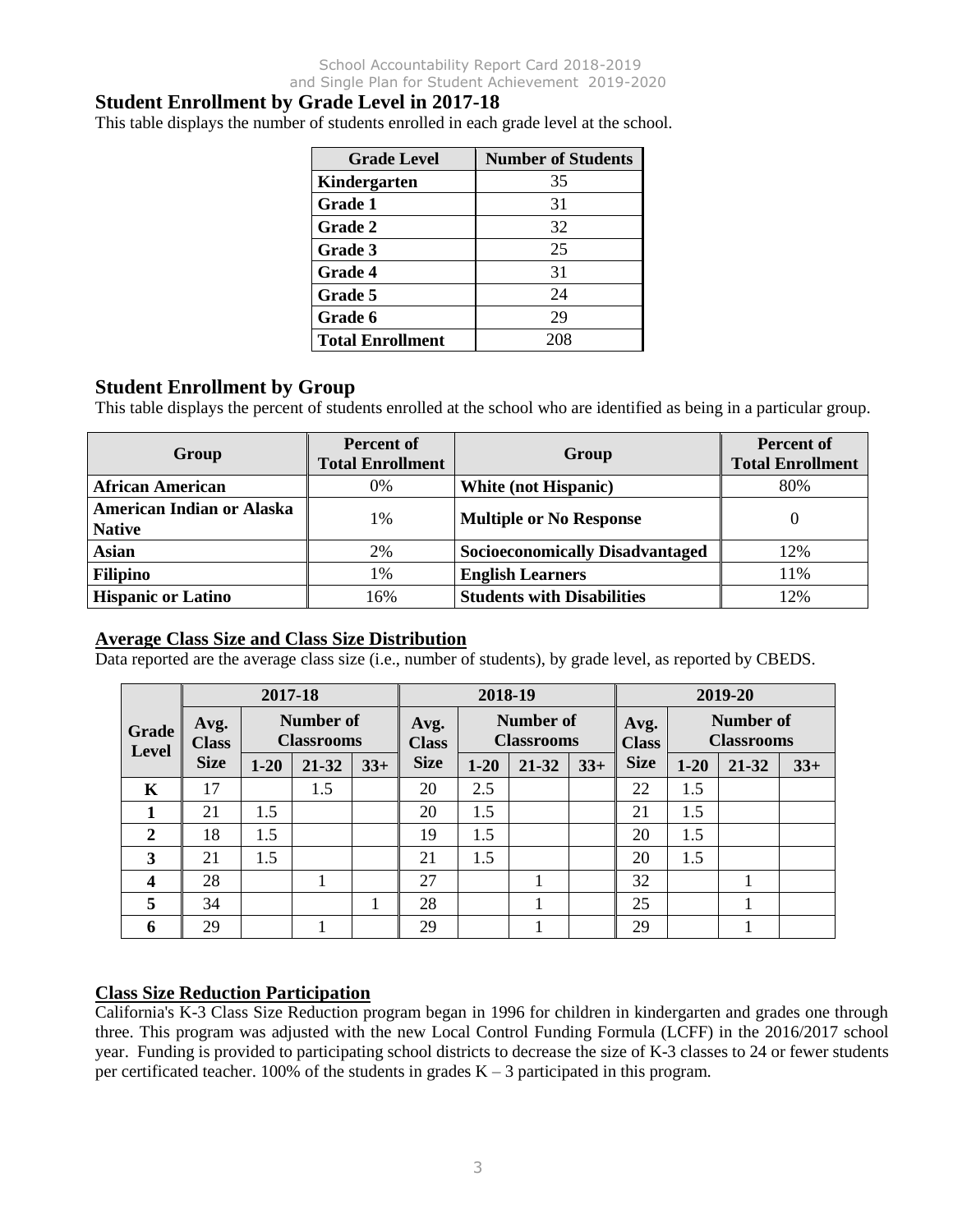## Student Enrollment by Grade Level in 2017-18

This table displays the number of students enrolled in each grade level at the school.

| Grade Level | Number of Students |
|---|---|
| **Kindergarten** | 35 |
| **Grade 1** | 31 |
| **Grade 2** | 32 |
| **Grade 3** | 25 |
| **Grade 4** | 31 |
| **Grade 5** | 24 |
| **Grade 6** | 29 |
| **Total Enrollment** | 208 |

## Student Enrollment by Group

This table displays the percent of students enrolled at the school who are identified as being in a particular group.

| Group | Percent of Total Enrollment | Group | Percent of Total Enrollment |
|---|---|---|---|
| **African American** | 0% | **White (not Hispanic)** | 80% |
| **American Indian or Alaska Native** | 1% | **Multiple or No Response** | 0 |
| **Asian** | 2% | **Socioeconomically Disadvantaged** | 12% |
| **Filipino** | 1% | **English Learners** | 11% |
| **Hispanic or Latino** | 16% | **Students with Disabilities** | 12% |

## Average Class Size and Class Size Distribution

Data reported are the average class size (i.e., number of students), by grade level, as reported by CBEDS.

| Grade Level | 2017-18 | | | | 2018-19 | | | | 2019-20 | | | |
|---|---|---|---|---|---|---|---|---|---|---|---|---|
| | Avg. Class Size | Number of Classrooms | | | Avg. Class Size | Number of Classrooms | | | Avg. Class Size | Number of Classrooms | | |
| | | 1-20 | 21-32 | 33+ | | 1-20 | 21-32 | 33+ | | 1-20 | 21-32 | 33+ |
| **K** | 17 | | 1.5 | | 20 | 2.5 | | | 22 | 1.5 | | |
| **1** | 21 | 1.5 | | | 20 | 1.5 | | | 21 | 1.5 | | |
| **2** | 18 | 1.5 | | | 19 | 1.5 | | | 20 | 1.5 | | |
| **3** | 21 | 1.5 | | | 21 | 1.5 | | | 20 | 1.5 | | |
| **4** | 28 | | 1 | | 27 | | 1 | | 32 | | 1 | |
| **5** | 34 | | | 1 | 28 | | 1 | | 25 | | 1 | |
| **6** | 29 | | 1 | | 29 | | 1 | | 29 | | 1 | |

## Class Size Reduction Participation

California's K-3 Class Size Reduction program began in 1996 for children in kindergarten and grades one through three. This program was adjusted with the new Local Control Funding Formula (LCFF) in the 2016/2017 school year. Funding is provided to participating school districts to decrease the size of K-3 classes to 24 or fewer students per certificated teacher. 100% of the students in grades K – 3 participated in this program.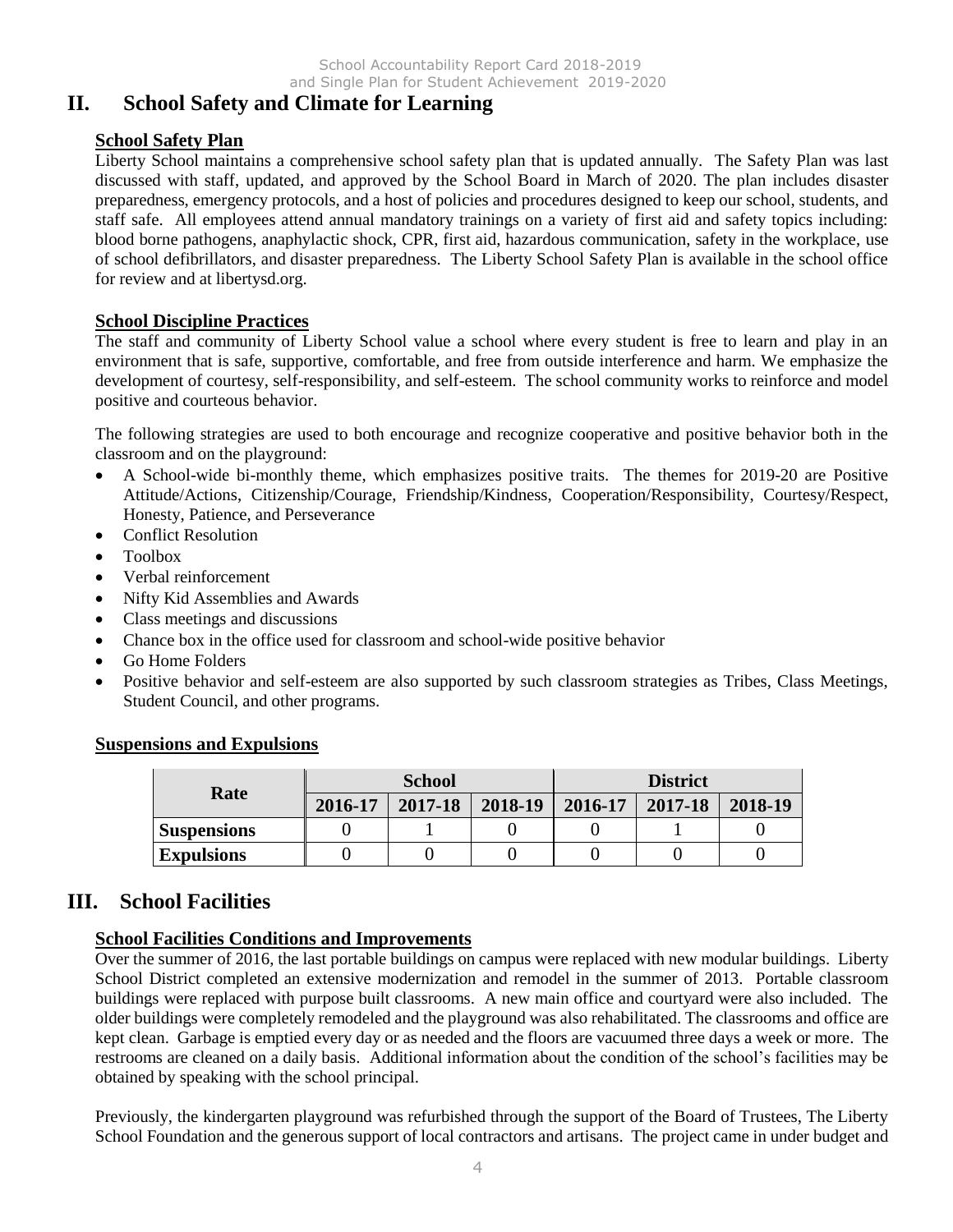## II. School Safety and Climate for Learning

### School Safety Plan

Liberty School maintains a comprehensive school safety plan that is updated annually. The Safety Plan was last discussed with staff, updated, and approved by the School Board in March of 2020. The plan includes disaster preparedness, emergency protocols, and a host of policies and procedures designed to keep our school, students, and staff safe. All employees attend annual mandatory trainings on a variety of first aid and safety topics including: blood borne pathogens, anaphylactic shock, CPR, first aid, hazardous communication, safety in the workplace, use of school defibrillators, and disaster preparedness. The Liberty School Safety Plan is available in the school office for review and at libertysd.org.

### School Discipline Practices

The staff and community of Liberty School value a school where every student is free to learn and play in an environment that is safe, supportive, comfortable, and free from outside interference and harm. We emphasize the development of courtesy, self-responsibility, and self-esteem. The school community works to reinforce and model positive and courteous behavior.

The following strategies are used to both encourage and recognize cooperative and positive behavior both in the classroom and on the playground:

- A School-wide bi-monthly theme, which emphasizes positive traits. The themes for 2019-20 are Positive Attitude/Actions, Citizenship/Courage, Friendship/Kindness, Cooperation/Responsibility, Courtesy/Respect, Honesty, Patience, and Perseverance
- Conflict Resolution
- Toolbox
- Verbal reinforcement
- Nifty Kid Assemblies and Awards
- Class meetings and discussions
- Chance box in the office used for classroom and school-wide positive behavior
- Go Home Folders
- Positive behavior and self-esteem are also supported by such classroom strategies as Tribes, Class Meetings, Student Council, and other programs.

### Suspensions and Expulsions

| Rate | School | | | District | | |
|---|---|---|---|---|---|---|
| | 2016-17 | 2017-18 | 2018-19 | 2016-17 | 2017-18 | 2018-19 |
| Suspensions | 0 | 1 | 0 | 0 | 1 | 0 |
| Expulsions | 0 | 0 | 0 | 0 | 0 | 0 |

## III. School Facilities

### School Facilities Conditions and Improvements

Over the summer of 2016, the last portable buildings on campus were replaced with new modular buildings. Liberty School District completed an extensive modernization and remodel in the summer of 2013. Portable classroom buildings were replaced with purpose built classrooms. A new main office and courtyard were also included. The older buildings were completely remodeled and the playground was also rehabilitated. The classrooms and office are kept clean. Garbage is emptied every day or as needed and the floors are vacuumed three days a week or more. The restrooms are cleaned on a daily basis. Additional information about the condition of the school's facilities may be obtained by speaking with the school principal.

Previously, the kindergarten playground was refurbished through the support of the Board of Trustees, The Liberty School Foundation and the generous support of local contractors and artisans. The project came in under budget and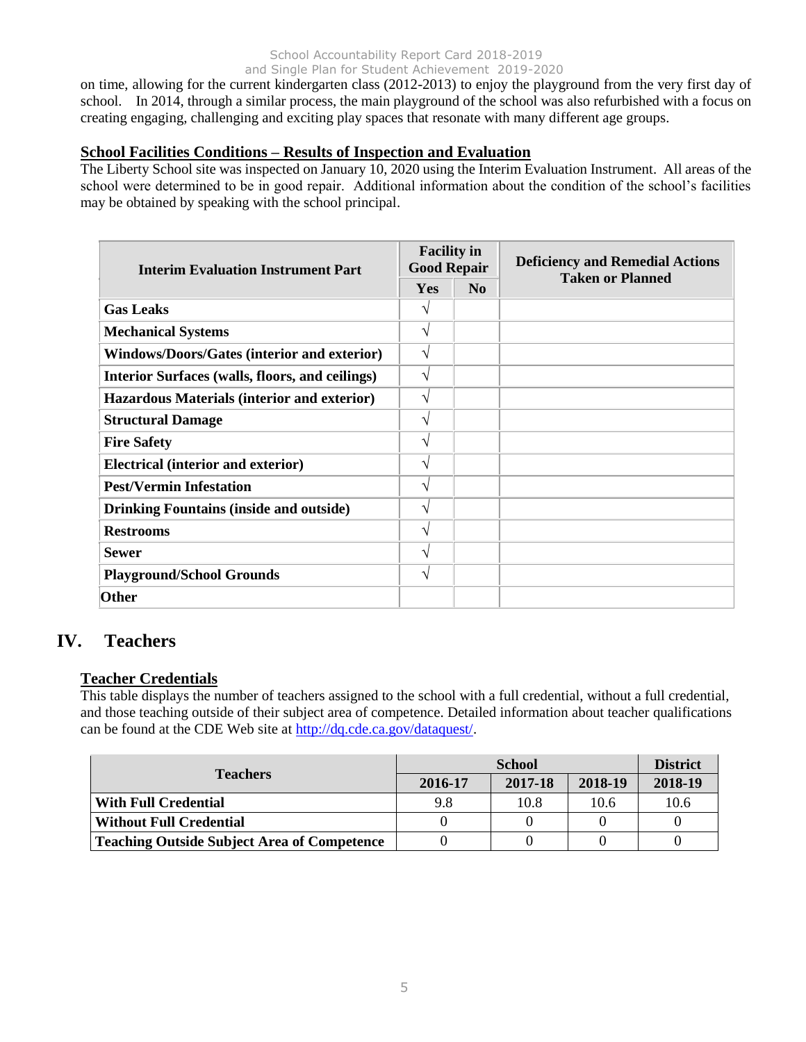on time, allowing for the current kindergarten class (2012-2013) to enjoy the playground from the very first day of school. In 2014, through a similar process, the main playground of the school was also refurbished with a focus on creating engaging, challenging and exciting play spaces that resonate with many different age groups.

### School Facilities Conditions – Results of Inspection and Evaluation

The Liberty School site was inspected on January 10, 2020 using the Interim Evaluation Instrument. All areas of the school were determined to be in good repair. Additional information about the condition of the school's facilities may be obtained by speaking with the school principal.

| Interim Evaluation Instrument Part | Facility in Good Repair | | Deficiency and Remedial Actions Taken or Planned |
|---|---|---|---|
| | Yes | No | |
| **Gas Leaks** | √ | | |
| **Mechanical Systems** | √ | | |
| **Windows/Doors/Gates (interior and exterior)** | √ | | |
| **Interior Surfaces (walls, floors, and ceilings)** | √ | | |
| **Hazardous Materials (interior and exterior)** | √ | | |
| **Structural Damage** | √ | | |
| **Fire Safety** | √ | | |
| **Electrical (interior and exterior)** | √ | | |
| **Pest/Vermin Infestation** | √ | | |
| **Drinking Fountains (inside and outside)** | √ | | |
| **Restrooms** | √ | | |
| **Sewer** | √ | | |
| **Playground/School Grounds** | √ | | |
| **Other** | | | |

## IV. Teachers

### Teacher Credentials

This table displays the number of teachers assigned to the school with a full credential, without a full credential, and those teaching outside of their subject area of competence. Detailed information about teacher qualifications can be found at the CDE Web site at http://dq.cde.ca.gov/dataquest/.

| Teachers | School | | | District |
|---|---|---|---|---|
| | 2016-17 | 2017-18 | 2018-19 | 2018-19 |
| **With Full Credential** | 9.8 | 10.8 | 10.6 | 10.6 |
| **Without Full Credential** | 0 | 0 | 0 | 0 |
| **Teaching Outside Subject Area of Competence** | 0 | 0 | 0 | 0 |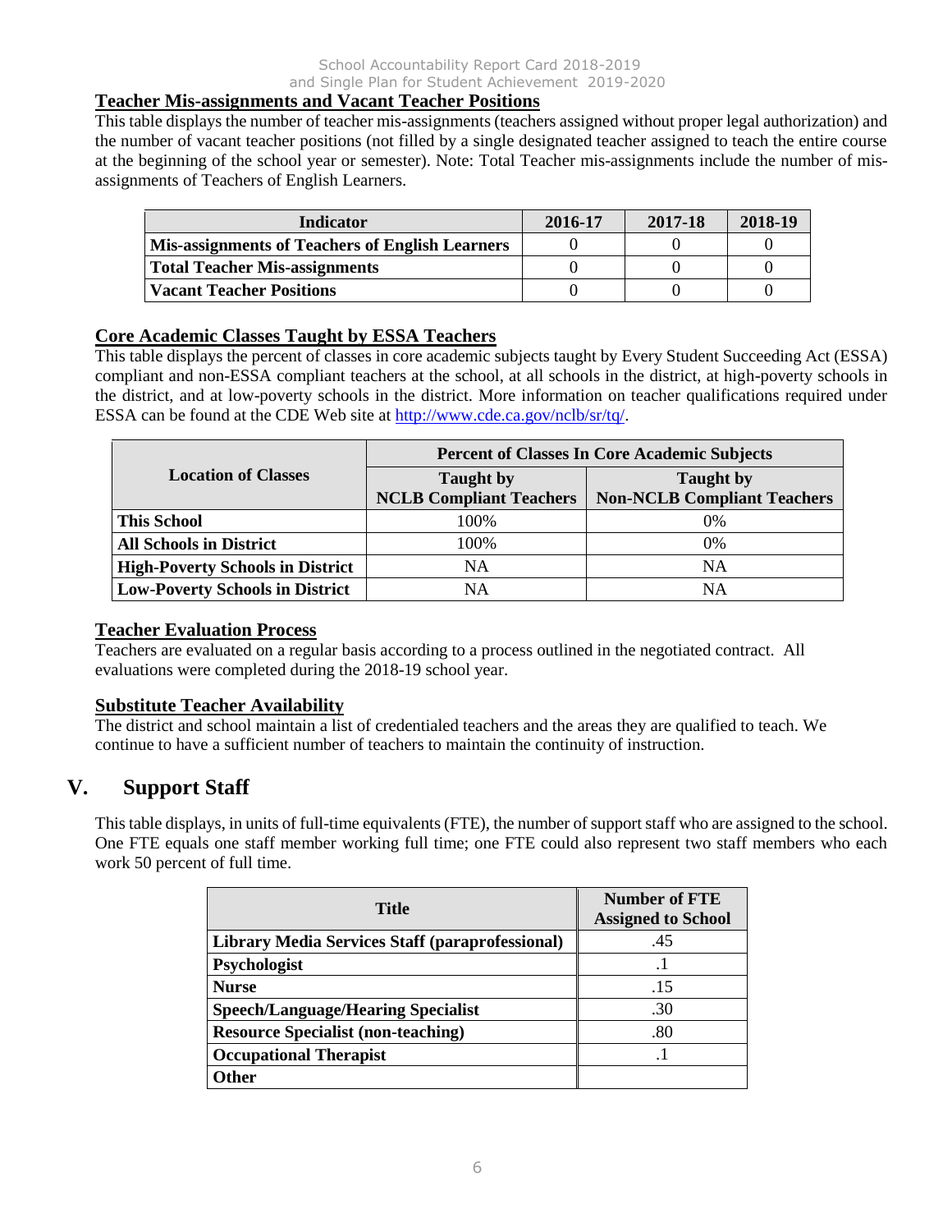## Teacher Mis-assignments and Vacant Teacher Positions

This table displays the number of teacher mis-assignments (teachers assigned without proper legal authorization) and the number of vacant teacher positions (not filled by a single designated teacher assigned to teach the entire course at the beginning of the school year or semester). Note: Total Teacher mis-assignments include the number of mis-assignments of Teachers of English Learners.

| Indicator | 2016-17 | 2017-18 | 2018-19 |
|---|---|---|---|
| Mis-assignments of Teachers of English Learners | 0 | 0 | 0 |
| Total Teacher Mis-assignments | 0 | 0 | 0 |
| Vacant Teacher Positions | 0 | 0 | 0 |

## Core Academic Classes Taught by ESSA Teachers

This table displays the percent of classes in core academic subjects taught by Every Student Succeeding Act (ESSA) compliant and non-ESSA compliant teachers at the school, at all schools in the district, at high-poverty schools in the district, and at low-poverty schools in the district. More information on teacher qualifications required under ESSA can be found at the CDE Web site at http://www.cde.ca.gov/nclb/sr/tq/.

| Location of Classes | Percent of Classes In Core Academic Subjects | |
|---|---|---|
| | Taught by NCLB Compliant Teachers | Taught by Non-NCLB Compliant Teachers |
| This School | 100% | 0% |
| All Schools in District | 100% | 0% |
| High-Poverty Schools in District | NA | NA |
| Low-Poverty Schools in District | NA | NA |

## Teacher Evaluation Process

Teachers are evaluated on a regular basis according to a process outlined in the negotiated contract. All evaluations were completed during the 2018-19 school year.

## Substitute Teacher Availability

The district and school maintain a list of credentialed teachers and the areas they are qualified to teach. We continue to have a sufficient number of teachers to maintain the continuity of instruction.

# V. Support Staff

This table displays, in units of full-time equivalents (FTE), the number of support staff who are assigned to the school. One FTE equals one staff member working full time; one FTE could also represent two staff members who each work 50 percent of full time.

| Title | Number of FTE Assigned to School |
|---|---|
| Library Media Services Staff (paraprofessional) | .45 |
| Psychologist | .1 |
| Nurse | .15 |
| Speech/Language/Hearing Specialist | .30 |
| Resource Specialist (non-teaching) | .80 |
| Occupational Therapist | .1 |
| Other | |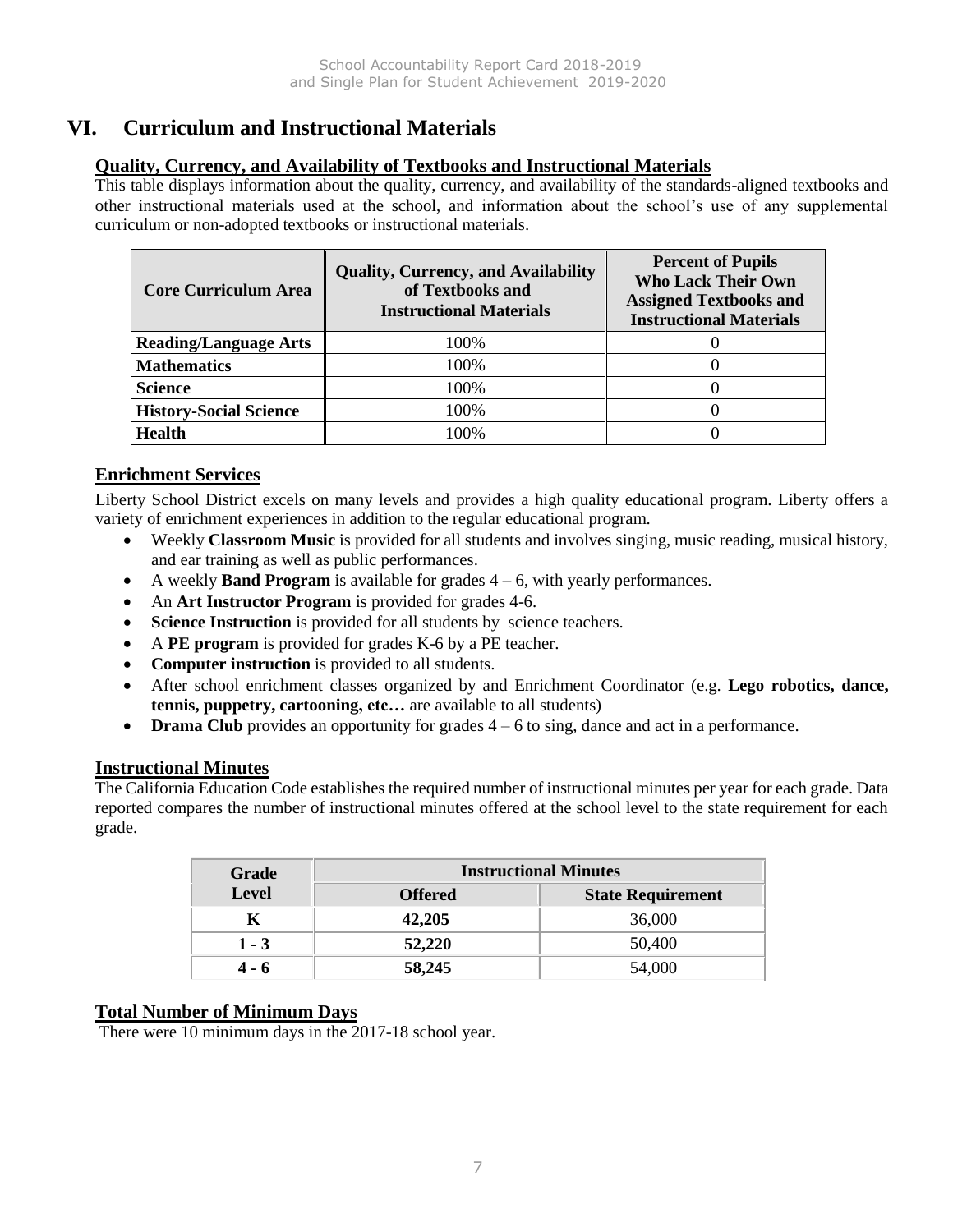# VI. Curriculum and Instructional Materials

## Quality, Currency, and Availability of Textbooks and Instructional Materials

This table displays information about the quality, currency, and availability of the standards-aligned textbooks and other instructional materials used at the school, and information about the school's use of any supplemental curriculum or non-adopted textbooks or instructional materials.

| Core Curriculum Area | Quality, Currency, and Availability of Textbooks and Instructional Materials | Percent of Pupils Who Lack Their Own Assigned Textbooks and Instructional Materials |
|---|---|---|
| **Reading/Language Arts** | 100% | 0 |
| **Mathematics** | 100% | 0 |
| **Science** | 100% | 0 |
| **History-Social Science** | 100% | 0 |
| **Health** | 100% | 0 |

## Enrichment Services

Liberty School District excels on many levels and provides a high quality educational program. Liberty offers a variety of enrichment experiences in addition to the regular educational program.

- Weekly **Classroom Music** is provided for all students and involves singing, music reading, musical history, and ear training as well as public performances.
- A weekly **Band Program** is available for grades 4 – 6, with yearly performances.
- An **Art Instructor Program** is provided for grades 4-6.
- **Science Instruction** is provided for all students by science teachers.
- A **PE program** is provided for grades K-6 by a PE teacher.
- **Computer instruction** is provided to all students.
- After school enrichment classes organized by and Enrichment Coordinator (e.g. **Lego robotics, dance, tennis, puppetry, cartooning, etc…** are available to all students)
- **Drama Club** provides an opportunity for grades 4 – 6 to sing, dance and act in a performance.

## Instructional Minutes

The California Education Code establishes the required number of instructional minutes per year for each grade. Data reported compares the number of instructional minutes offered at the school level to the state requirement for each grade.

| Grade Level | Instructional Minutes | |
|---|---|---|
| | **Offered** | **State Requirement** |
| **K** | **42,205** | 36,000 |
| **1 - 3** | **52,220** | 50,400 |
| **4 - 6** | **58,245** | 54,000 |

## Total Number of Minimum Days

There were 10 minimum days in the 2017-18 school year.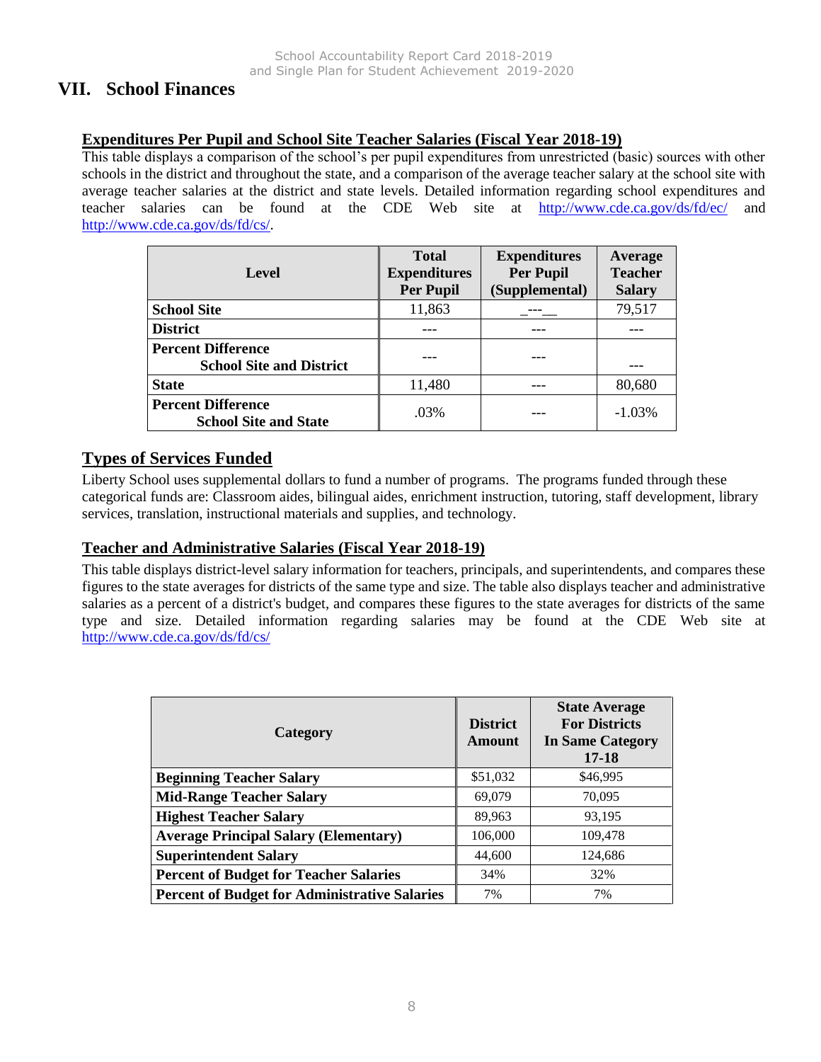## VII. School Finances

### Expenditures Per Pupil and School Site Teacher Salaries (Fiscal Year 2018-19)

This table displays a comparison of the school's per pupil expenditures from unrestricted (basic) sources with other schools in the district and throughout the state, and a comparison of the average teacher salary at the school site with average teacher salaries at the district and state levels. Detailed information regarding school expenditures and teacher salaries can be found at the CDE Web site at http://www.cde.ca.gov/ds/fd/ec/ and http://www.cde.ca.gov/ds/fd/cs/.

| Level | Total Expenditures Per Pupil | Expenditures Per Pupil (Supplemental) | Average Teacher Salary |
|---|---|---|---|
| **School Site** | 11,863 | _---__ | 79,517 |
| **District** | --- | --- | --- |
| **Percent Difference School Site and District** | --- | --- | --- |
| **State** | 11,480 | --- | 80,680 |
| **Percent Difference School Site and State** | .03% | --- | -1.03% |

### Types of Services Funded

Liberty School uses supplemental dollars to fund a number of programs. The programs funded through these categorical funds are: Classroom aides, bilingual aides, enrichment instruction, tutoring, staff development, library services, translation, instructional materials and supplies, and technology.

### Teacher and Administrative Salaries (Fiscal Year 2018-19)

This table displays district-level salary information for teachers, principals, and superintendents, and compares these figures to the state averages for districts of the same type and size. The table also displays teacher and administrative salaries as a percent of a district's budget, and compares these figures to the state averages for districts of the same type and size. Detailed information regarding salaries may be found at the CDE Web site at http://www.cde.ca.gov/ds/fd/cs/

| Category | District Amount | State Average For Districts In Same Category 17-18 |
|---|---|---|
| **Beginning Teacher Salary** | $51,032 | $46,995 |
| **Mid-Range Teacher Salary** | 69,079 | 70,095 |
| **Highest Teacher Salary** | 89,963 | 93,195 |
| **Average Principal Salary (Elementary)** | 106,000 | 109,478 |
| **Superintendent Salary** | 44,600 | 124,686 |
| **Percent of Budget for Teacher Salaries** | 34% | 32% |
| **Percent of Budget for Administrative Salaries** | 7% | 7% |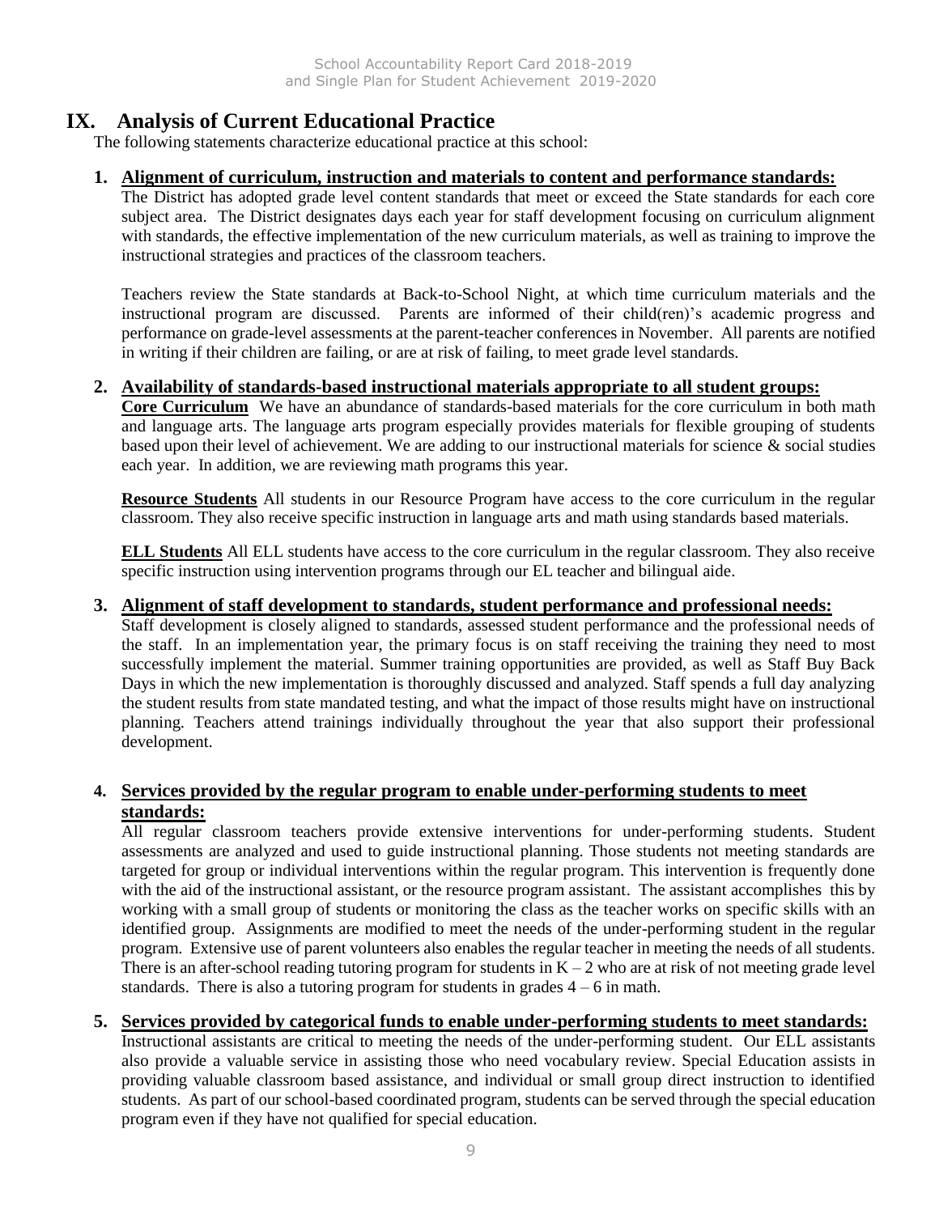# IX. Analysis of Current Educational Practice

The following statements characterize educational practice at this school:

**1. Alignment of curriculum, instruction and materials to content and performance standards:**

The District has adopted grade level content standards that meet or exceed the State standards for each core subject area. The District designates days each year for staff development focusing on curriculum alignment with standards, the effective implementation of the new curriculum materials, as well as training to improve the instructional strategies and practices of the classroom teachers.

Teachers review the State standards at Back-to-School Night, at which time curriculum materials and the instructional program are discussed. Parents are informed of their child(ren)'s academic progress and performance on grade-level assessments at the parent-teacher conferences in November. All parents are notified in writing if their children are failing, or are at risk of failing, to meet grade level standards.

**2. Availability of standards-based instructional materials appropriate to all student groups:**

**Core Curriculum** We have an abundance of standards-based materials for the core curriculum in both math and language arts. The language arts program especially provides materials for flexible grouping of students based upon their level of achievement. We are adding to our instructional materials for science & social studies each year. In addition, we are reviewing math programs this year.

**Resource Students** All students in our Resource Program have access to the core curriculum in the regular classroom. They also receive specific instruction in language arts and math using standards based materials.

**ELL Students** All ELL students have access to the core curriculum in the regular classroom. They also receive specific instruction using intervention programs through our EL teacher and bilingual aide.

**3. Alignment of staff development to standards, student performance and professional needs:**

Staff development is closely aligned to standards, assessed student performance and the professional needs of the staff. In an implementation year, the primary focus is on staff receiving the training they need to most successfully implement the material. Summer training opportunities are provided, as well as Staff Buy Back Days in which the new implementation is thoroughly discussed and analyzed. Staff spends a full day analyzing the student results from state mandated testing, and what the impact of those results might have on instructional planning. Teachers attend trainings individually throughout the year that also support their professional development.

**4. Services provided by the regular program to enable under-performing students to meet standards:**

All regular classroom teachers provide extensive interventions for under-performing students. Student assessments are analyzed and used to guide instructional planning. Those students not meeting standards are targeted for group or individual interventions within the regular program. This intervention is frequently done with the aid of the instructional assistant, or the resource program assistant. The assistant accomplishes this by working with a small group of students or monitoring the class as the teacher works on specific skills with an identified group. Assignments are modified to meet the needs of the under-performing student in the regular program. Extensive use of parent volunteers also enables the regular teacher in meeting the needs of all students. There is an after-school reading tutoring program for students in K – 2 who are at risk of not meeting grade level standards. There is also a tutoring program for students in grades 4 – 6 in math.

**5. Services provided by categorical funds to enable under-performing students to meet standards:**

Instructional assistants are critical to meeting the needs of the under-performing student. Our ELL assistants also provide a valuable service in assisting those who need vocabulary review. Special Education assists in providing valuable classroom based assistance, and individual or small group direct instruction to identified students. As part of our school-based coordinated program, students can be served through the special education program even if they have not qualified for special education.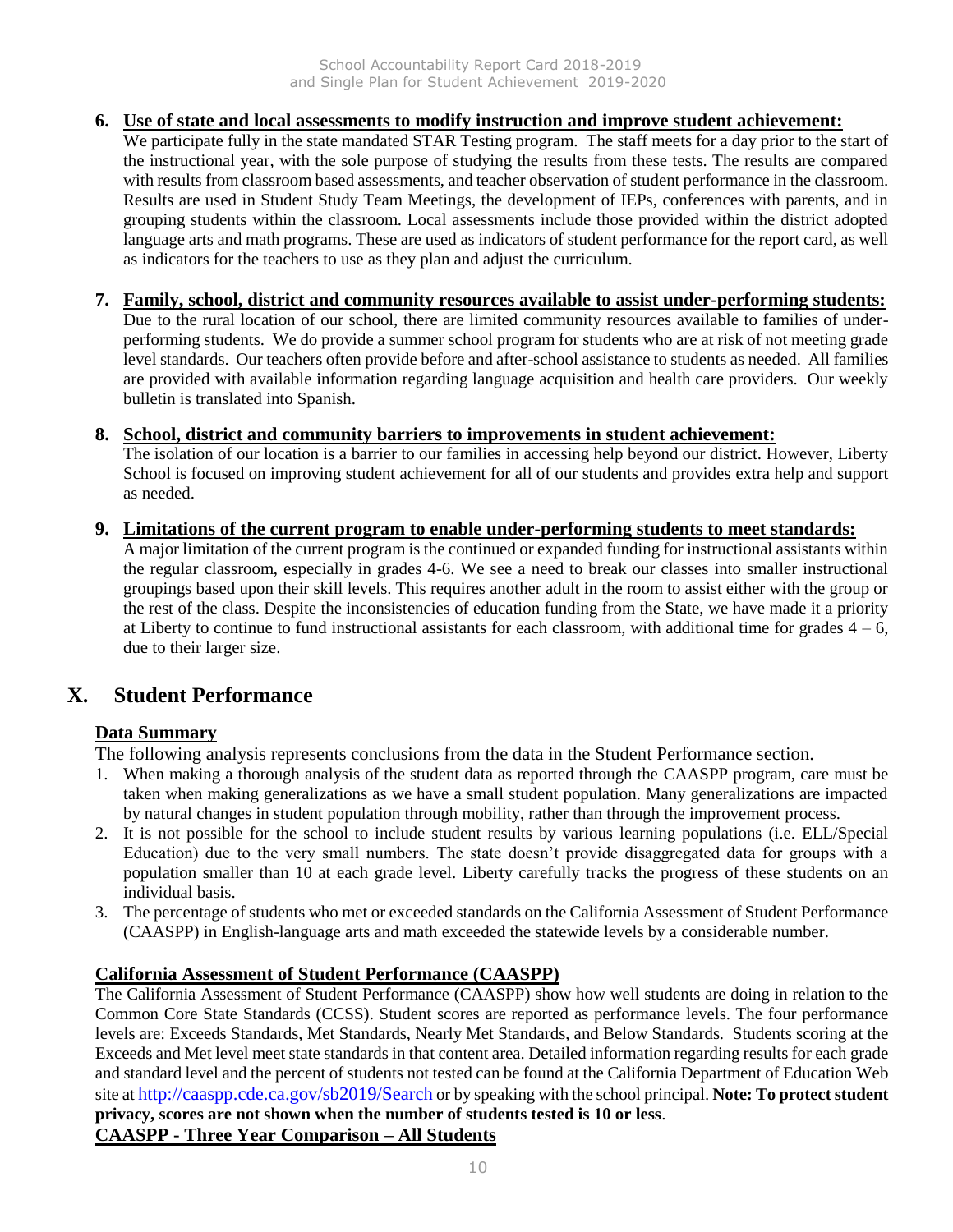6. **Use of state and local assessments to modify instruction and improve student achievement:**
   We participate fully in the state mandated STAR Testing program. The staff meets for a day prior to the start of the instructional year, with the sole purpose of studying the results from these tests. The results are compared with results from classroom based assessments, and teacher observation of student performance in the classroom. Results are used in Student Study Team Meetings, the development of IEPs, conferences with parents, and in grouping students within the classroom. Local assessments include those provided within the district adopted language arts and math programs. These are used as indicators of student performance for the report card, as well as indicators for the teachers to use as they plan and adjust the curriculum.

7. **Family, school, district and community resources available to assist under-performing students:**
   Due to the rural location of our school, there are limited community resources available to families of under-performing students. We do provide a summer school program for students who are at risk of not meeting grade level standards. Our teachers often provide before and after-school assistance to students as needed. All families are provided with available information regarding language acquisition and health care providers. Our weekly bulletin is translated into Spanish.

8. **School, district and community barriers to improvements in student achievement:**
   The isolation of our location is a barrier to our families in accessing help beyond our district. However, Liberty School is focused on improving student achievement for all of our students and provides extra help and support as needed.

9. **Limitations of the current program to enable under-performing students to meet standards:**
   A major limitation of the current program is the continued or expanded funding for instructional assistants within the regular classroom, especially in grades 4-6. We see a need to break our classes into smaller instructional groupings based upon their skill levels. This requires another adult in the room to assist either with the group or the rest of the class. Despite the inconsistencies of education funding from the State, we have made it a priority at Liberty to continue to fund instructional assistants for each classroom, with additional time for grades 4 – 6, due to their larger size.

# X. Student Performance

## Data Summary

The following analysis represents conclusions from the data in the Student Performance section.

1. When making a thorough analysis of the student data as reported through the CAASPP program, care must be taken when making generalizations as we have a small student population. Many generalizations are impacted by natural changes in student population through mobility, rather than through the improvement process.
2. It is not possible for the school to include student results by various learning populations (i.e. ELL/Special Education) due to the very small numbers. The state doesn't provide disaggregated data for groups with a population smaller than 10 at each grade level. Liberty carefully tracks the progress of these students on an individual basis.
3. The percentage of students who met or exceeded standards on the California Assessment of Student Performance (CAASPP) in English-language arts and math exceeded the statewide levels by a considerable number.

## California Assessment of Student Performance (CAASPP)

The California Assessment of Student Performance (CAASPP) show how well students are doing in relation to the Common Core State Standards (CCSS). Student scores are reported as performance levels. The four performance levels are: Exceeds Standards, Met Standards, Nearly Met Standards, and Below Standards. Students scoring at the Exceeds and Met level meet state standards in that content area. Detailed information regarding results for each grade and standard level and the percent of students not tested can be found at the California Department of Education Web site at http://caaspp.cde.ca.gov/sb2019/Search or by speaking with the school principal. **Note: To protect student privacy, scores are not shown when the number of students tested is 10 or less**.

## CAASPP - Three Year Comparison – All Students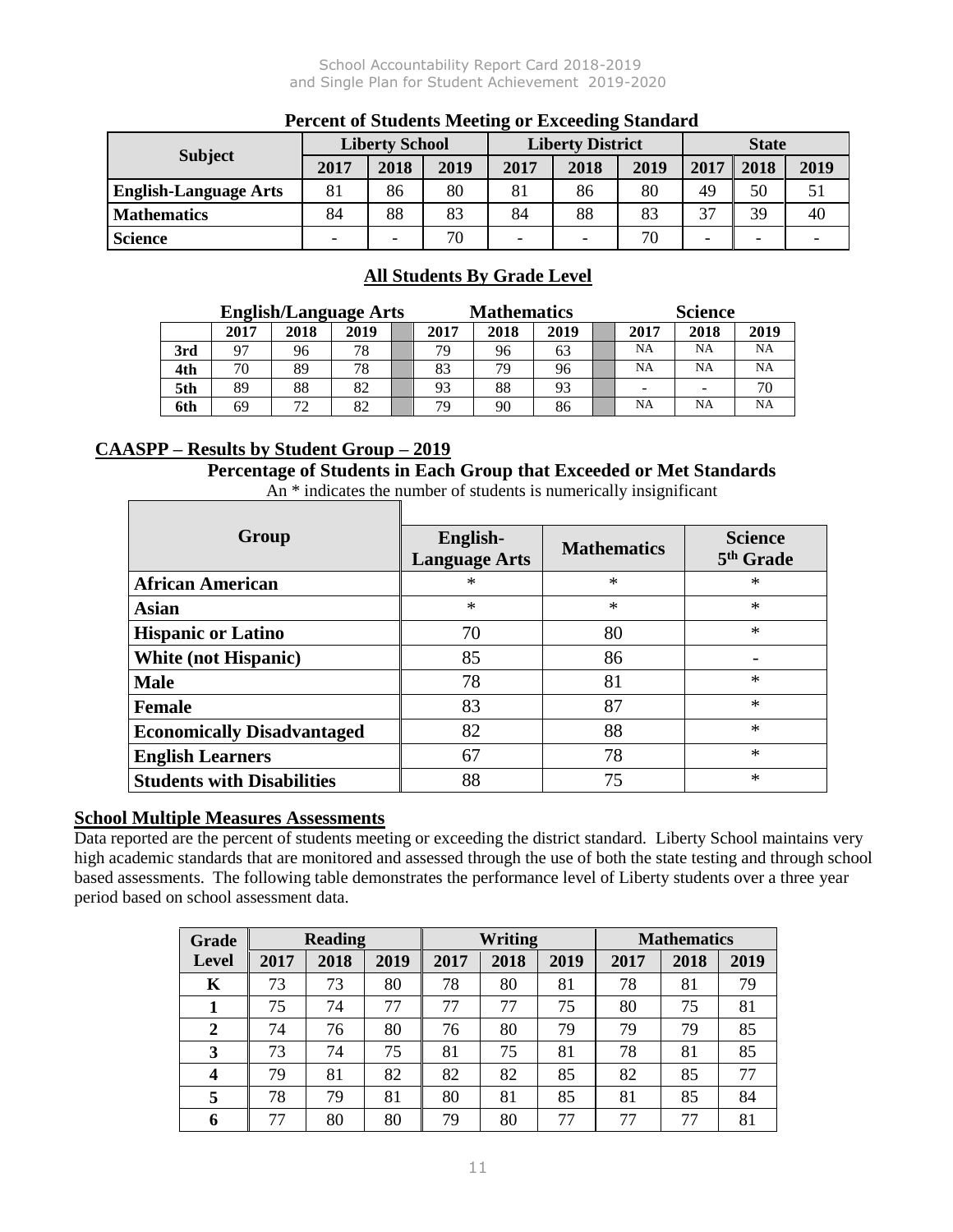### Percent of Students Meeting or Exceeding Standard

| Subject | Liberty School | | | Liberty District | | | State | | |
|---|---|---|---|---|---|---|---|---|---|
| | 2017 | 2018 | 2019 | 2017 | 2018 | 2019 | 2017 | 2018 | 2019 |
| English-Language Arts | 81 | 86 | 80 | 81 | 86 | 80 | 49 | 50 | 51 |
| Mathematics | 84 | 88 | 83 | 84 | 88 | 83 | 37 | 39 | 40 |
| Science | - | - | 70 | - | - | 70 | - | - | - |

### All Students By Grade Level

| | English/Language Arts | | | Mathematics | | | Science | | |
|---|---|---|---|---|---|---|---|---|---|
| | 2017 | 2018 | 2019 | 2017 | 2018 | 2019 | 2017 | 2018 | 2019 |
| 3rd | 97 | 96 | 78 | 79 | 96 | 63 | NA | NA | NA |
| 4th | 70 | 89 | 78 | 83 | 79 | 96 | NA | NA | NA |
| 5th | 89 | 88 | 82 | 93 | 88 | 93 | - | - | 70 |
| 6th | 69 | 72 | 82 | 79 | 90 | 86 | NA | NA | NA |

## CAASPP – Results by Student Group – 2019

**Percentage of Students in Each Group that Exceeded or Met Standards**

An * indicates the number of students is numerically insignificant

| Group | English-Language Arts | Mathematics | Science 5th Grade |
|---|---|---|---|
| African American | * | * | * |
| Asian | * | * | * |
| Hispanic or Latino | 70 | 80 | * |
| White (not Hispanic) | 85 | 86 | - |
| Male | 78 | 81 | * |
| Female | 83 | 87 | * |
| Economically Disadvantaged | 82 | 88 | * |
| English Learners | 67 | 78 | * |
| Students with Disabilities | 88 | 75 | * |

## School Multiple Measures Assessments

Data reported are the percent of students meeting or exceeding the district standard. Liberty School maintains very high academic standards that are monitored and assessed through the use of both the state testing and through school based assessments. The following table demonstrates the performance level of Liberty students over a three year period based on school assessment data.

| Grade Level | Reading | | | Writing | | | Mathematics | | |
|---|---|---|---|---|---|---|---|---|---|
| | 2017 | 2018 | 2019 | 2017 | 2018 | 2019 | 2017 | 2018 | 2019 |
| K | 73 | 73 | 80 | 78 | 80 | 81 | 78 | 81 | 79 |
| 1 | 75 | 74 | 77 | 77 | 77 | 75 | 80 | 75 | 81 |
| 2 | 74 | 76 | 80 | 76 | 80 | 79 | 79 | 79 | 85 |
| 3 | 73 | 74 | 75 | 81 | 75 | 81 | 78 | 81 | 85 |
| 4 | 79 | 81 | 82 | 82 | 82 | 85 | 82 | 85 | 77 |
| 5 | 78 | 79 | 81 | 80 | 81 | 85 | 81 | 85 | 84 |
| 6 | 77 | 80 | 80 | 79 | 80 | 77 | 77 | 77 | 81 |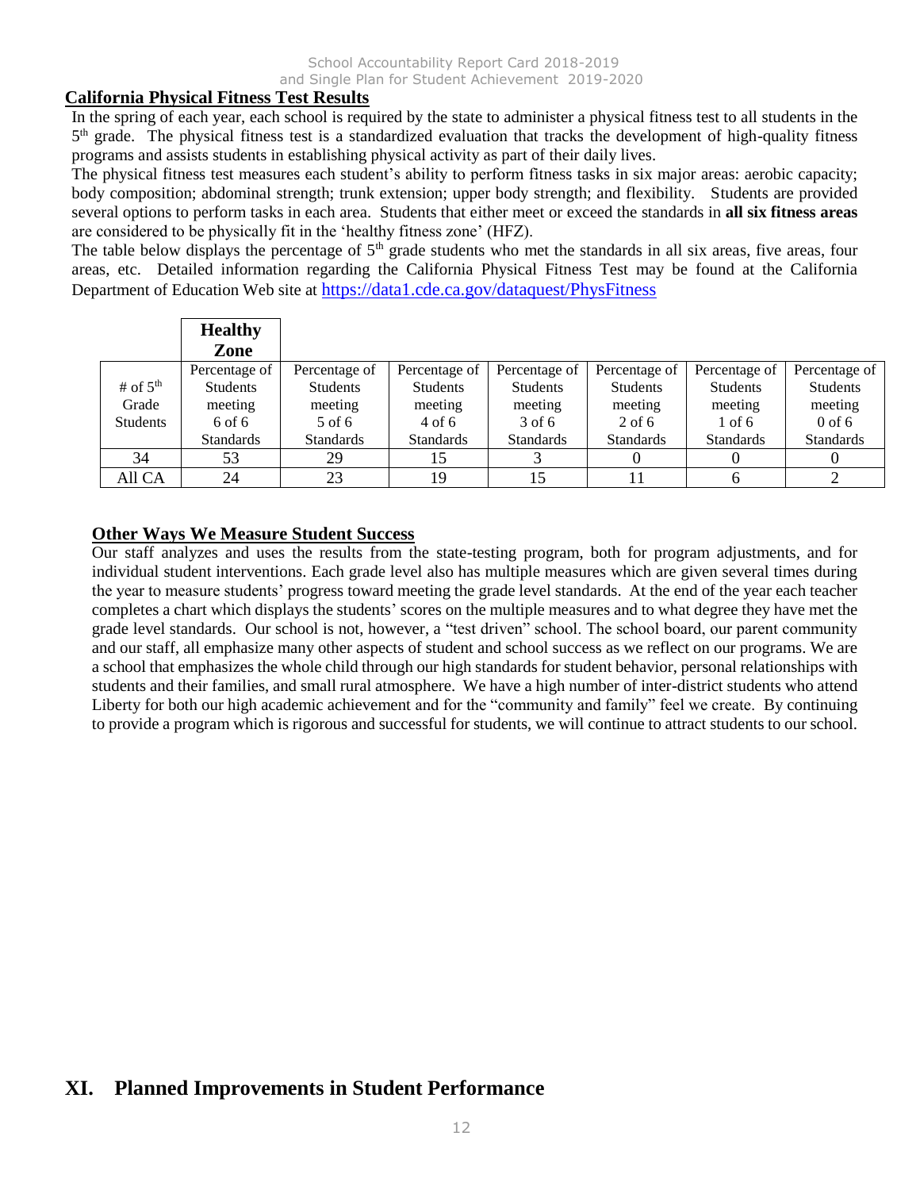## California Physical Fitness Test Results

In the spring of each year, each school is required by the state to administer a physical fitness test to all students in the 5th grade. The physical fitness test is a standardized evaluation that tracks the development of high-quality fitness programs and assists students in establishing physical activity as part of their daily lives.

The physical fitness test measures each student's ability to perform fitness tasks in six major areas: aerobic capacity; body composition; abdominal strength; trunk extension; upper body strength; and flexibility. Students are provided several options to perform tasks in each area. Students that either meet or exceed the standards in **all six fitness areas** are considered to be physically fit in the 'healthy fitness zone' (HFZ).

The table below displays the percentage of 5th grade students who met the standards in all six areas, five areas, four areas, etc. Detailed information regarding the California Physical Fitness Test may be found at the California Department of Education Web site at https://data1.cde.ca.gov/dataquest/PhysFitness

| | **Healthy Zone** | | | | | | |
|---|---|---|---|---|---|---|---|
| # of 5th Grade Students | Percentage of Students meeting 6 of 6 Standards | Percentage of Students meeting 5 of 6 Standards | Percentage of Students meeting 4 of 6 Standards | Percentage of Students meeting 3 of 6 Standards | Percentage of Students meeting 2 of 6 Standards | Percentage of Students meeting 1 of 6 Standards | Percentage of Students meeting 0 of 6 Standards |
| 34 | 53 | 29 | 15 | 3 | 0 | 0 | 0 |
| All CA | 24 | 23 | 19 | 15 | 11 | 6 | 2 |

## Other Ways We Measure Student Success

Our staff analyzes and uses the results from the state-testing program, both for program adjustments, and for individual student interventions. Each grade level also has multiple measures which are given several times during the year to measure students' progress toward meeting the grade level standards. At the end of the year each teacher completes a chart which displays the students' scores on the multiple measures and to what degree they have met the grade level standards. Our school is not, however, a "test driven" school. The school board, our parent community and our staff, all emphasize many other aspects of student and school success as we reflect on our programs. We are a school that emphasizes the whole child through our high standards for student behavior, personal relationships with students and their families, and small rural atmosphere. We have a high number of inter-district students who attend Liberty for both our high academic achievement and for the "community and family" feel we create. By continuing to provide a program which is rigorous and successful for students, we will continue to attract students to our school.

# XI. Planned Improvements in Student Performance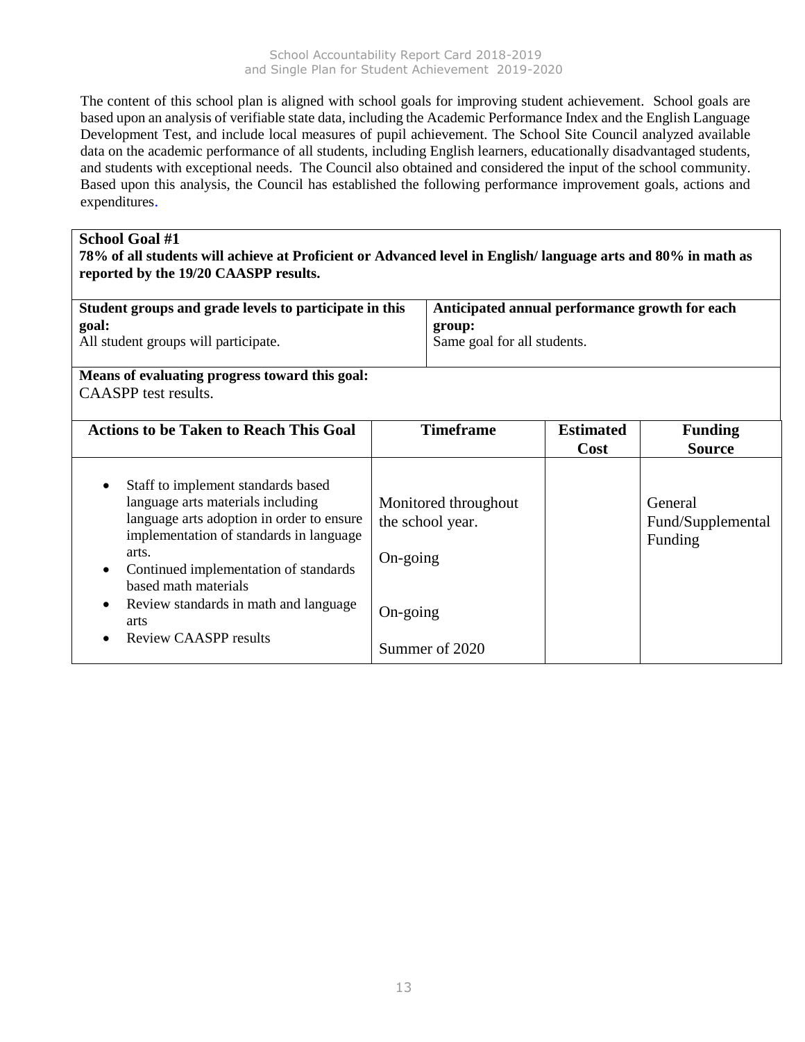The content of this school plan is aligned with school goals for improving student achievement. School goals are based upon an analysis of verifiable state data, including the Academic Performance Index and the English Language Development Test, and include local measures of pupil achievement. The School Site Council analyzed available data on the academic performance of all students, including English learners, educationally disadvantaged students, and students with exceptional needs. The Council also obtained and considered the input of the school community. Based upon this analysis, the Council has established the following performance improvement goals, actions and expenditures.

**School Goal #1**

**78% of all students will achieve at Proficient or Advanced level in English/ language arts and 80% in math as reported by the 19/20 CAASPP results.**

| **Student groups and grade levels to participate in this goal:** | **Anticipated annual performance growth for each group:** |
|---|---|
| All student groups will participate. | Same goal for all students. |

**Means of evaluating progress toward this goal:**
CAASPP test results.

| Actions to be Taken to Reach This Goal | Timeframe | Estimated Cost | Funding Source |
|---|---|---|---|
| • Staff to implement standards based language arts materials including language arts adoption in order to ensure implementation of standards in language arts. | Monitored throughout the school year. | | General Fund/Supplemental Funding |
| • Continued implementation of standards based math materials | On-going | | |
| • Review standards in math and language arts | On-going | | |
| • Review CAASPP results | Summer of 2020 | | |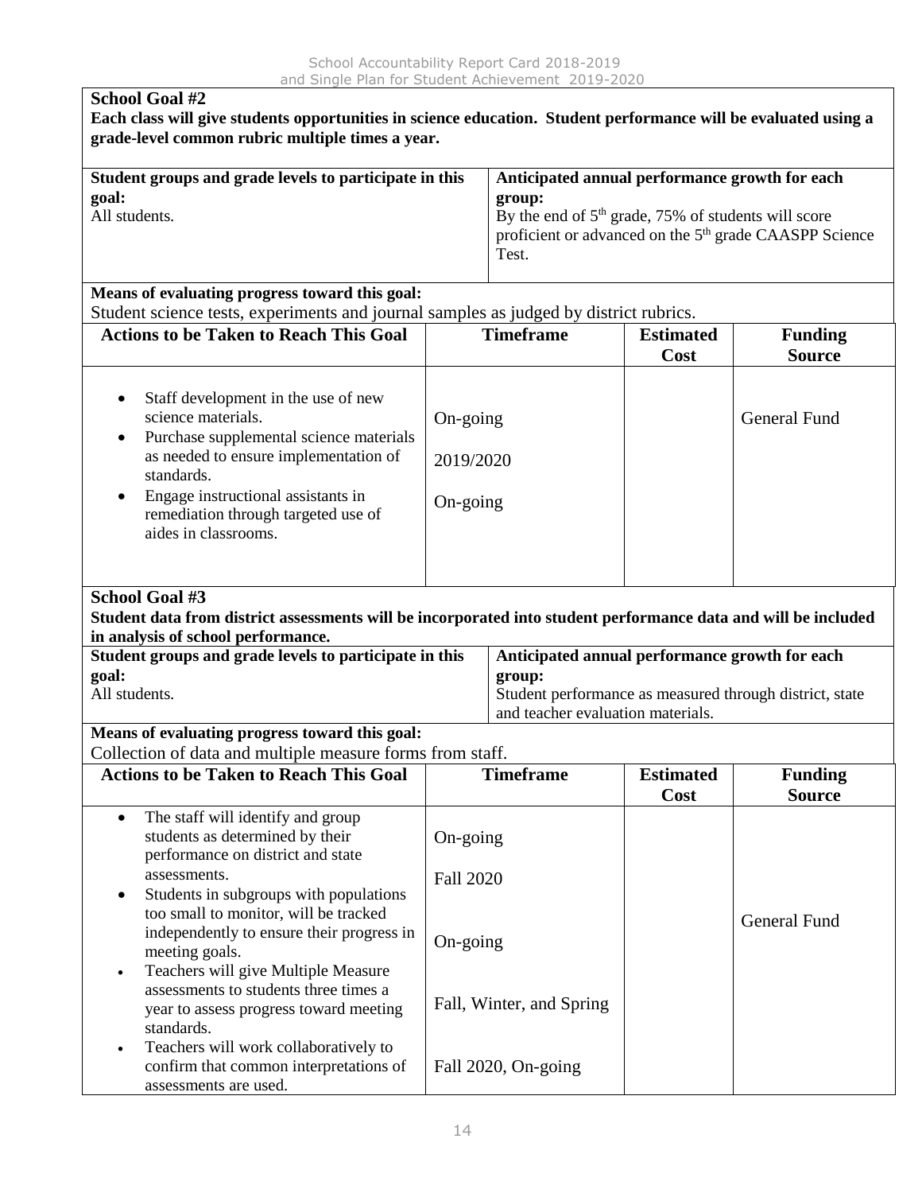### School Goal #2

**Each class will give students opportunities in science education. Student performance will be evaluated using a grade-level common rubric multiple times a year.**

| **Student groups and grade levels to participate in this goal:** | **Anticipated annual performance growth for each group:** |
|---|---|
| All students. | By the end of 5th grade, 75% of students will score proficient or advanced on the 5th grade CAASPP Science Test. |

**Means of evaluating progress toward this goal:**
Student science tests, experiments and journal samples as judged by district rubrics.

| Actions to be Taken to Reach This Goal | Timeframe | Estimated Cost | Funding Source |
|---|---|---|---|
| • Staff development in the use of new science materials.<br>• Purchase supplemental science materials as needed to ensure implementation of standards.<br>• Engage instructional assistants in remediation through targeted use of aides in classrooms. | On-going<br>2019/2020<br>On-going | | General Fund |

### School Goal #3

**Student data from district assessments will be incorporated into student performance data and will be included in analysis of school performance.**

| **Student groups and grade levels to participate in this goal:** | **Anticipated annual performance growth for each group:** |
|---|---|
| All students. | Student performance as measured through district, state and teacher evaluation materials. |

**Means of evaluating progress toward this goal:**
Collection of data and multiple measure forms from staff.

| Actions to be Taken to Reach This Goal | Timeframe | Estimated Cost | Funding Source |
|---|---|---|---|
| • The staff will identify and group students as determined by their performance on district and state assessments.<br>• Students in subgroups with populations too small to monitor, will be tracked independently to ensure their progress in meeting goals.<br>• Teachers will give Multiple Measure assessments to students three times a year to assess progress toward meeting standards.<br>• Teachers will work collaboratively to confirm that common interpretations of assessments are used. | On-going<br>Fall 2020<br>On-going<br>Fall, Winter, and Spring<br>Fall 2020, On-going | | General Fund |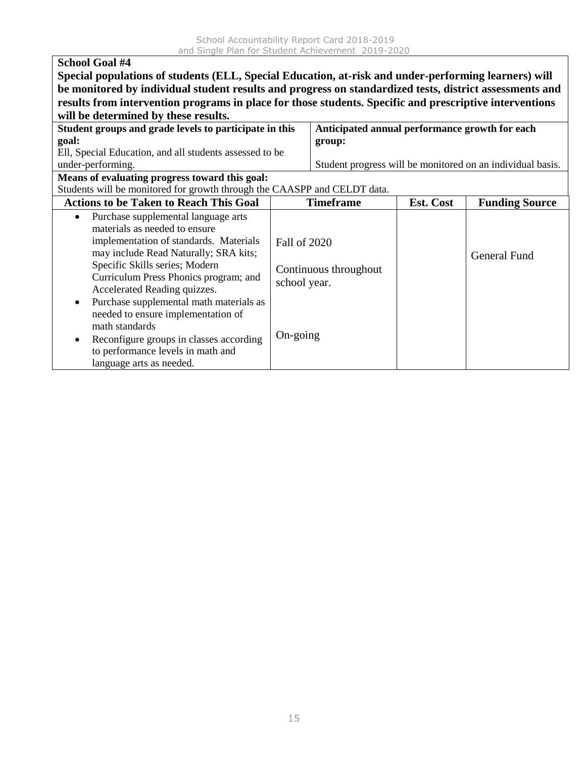**School Goal #4**

**Special populations of students (ELL, Special Education, at-risk and under-performing learners) will be monitored by individual student results and progress on standardized tests, district assessments and results from intervention programs in place for those students. Specific and prescriptive interventions will be determined by these results.**

| **Student groups and grade levels to participate in this goal:** | **Anticipated annual performance growth for each group:** |
|---|---|
| Ell, Special Education, and all students assessed to be under-performing. | Student progress will be monitored on an individual basis. |

**Means of evaluating progress toward this goal:**
Students will be monitored for growth through the CAASPP and CELDT data.

| Actions to be Taken to Reach This Goal | Timeframe | Est. Cost | Funding Source |
|---|---|---|---|
| • Purchase supplemental language arts materials as needed to ensure implementation of standards. Materials may include Read Naturally; SRA kits; Specific Skills series; Modern Curriculum Press Phonics program; and Accelerated Reading quizzes.<br>• Purchase supplemental math materials as needed to ensure implementation of math standards<br>• Reconfigure groups in classes according to performance levels in math and language arts as needed. | Fall of 2020<br><br>Continuous throughout school year.<br><br>On-going | | General Fund |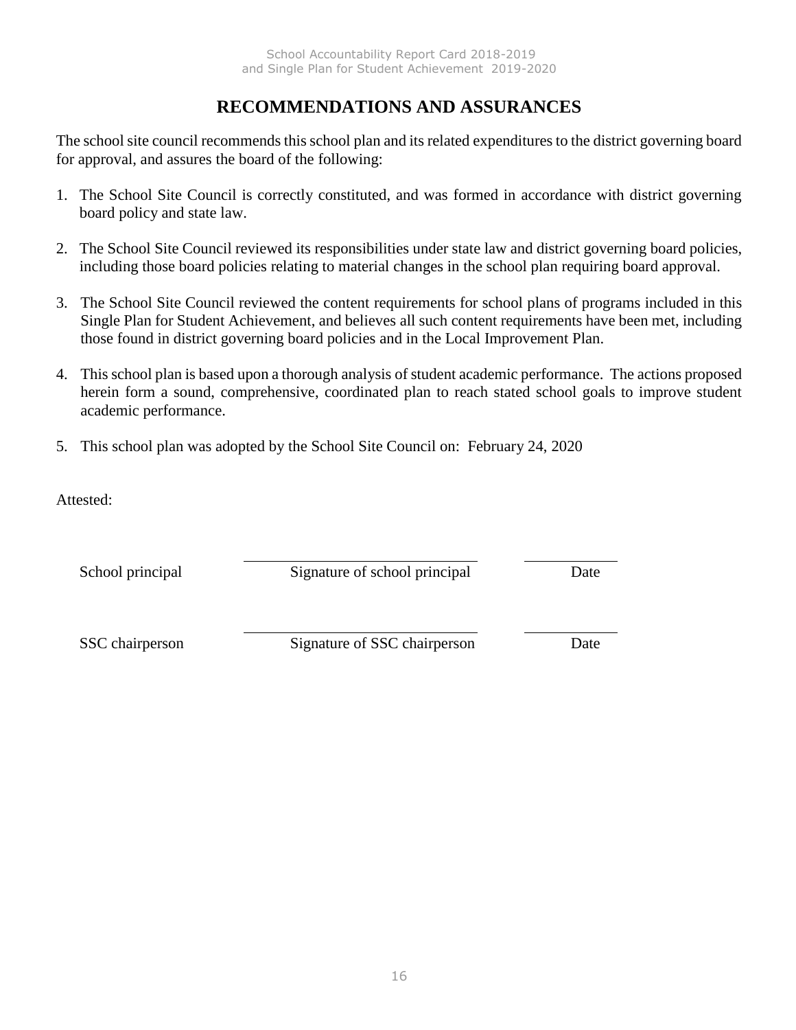# RECOMMENDATIONS AND ASSURANCES

The school site council recommends this school plan and its related expenditures to the district governing board for approval, and assures the board of the following:

1. The School Site Council is correctly constituted, and was formed in accordance with district governing board policy and state law.

2. The School Site Council reviewed its responsibilities under state law and district governing board policies, including those board policies relating to material changes in the school plan requiring board approval.

3. The School Site Council reviewed the content requirements for school plans of programs included in this Single Plan for Student Achievement, and believes all such content requirements have been met, including those found in district governing board policies and in the Local Improvement Plan.

4. This school plan is based upon a thorough analysis of student academic performance. The actions proposed herein form a sound, comprehensive, coordinated plan to reach stated school goals to improve student academic performance.

5. This school plan was adopted by the School Site Council on: February 24, 2020

Attested:

| | | |
|---|---|---|
| School principal | ______________________<br>Signature of school principal | __________<br>Date |
| SSC chairperson | ______________________<br>Signature of SSC chairperson | __________<br>Date |